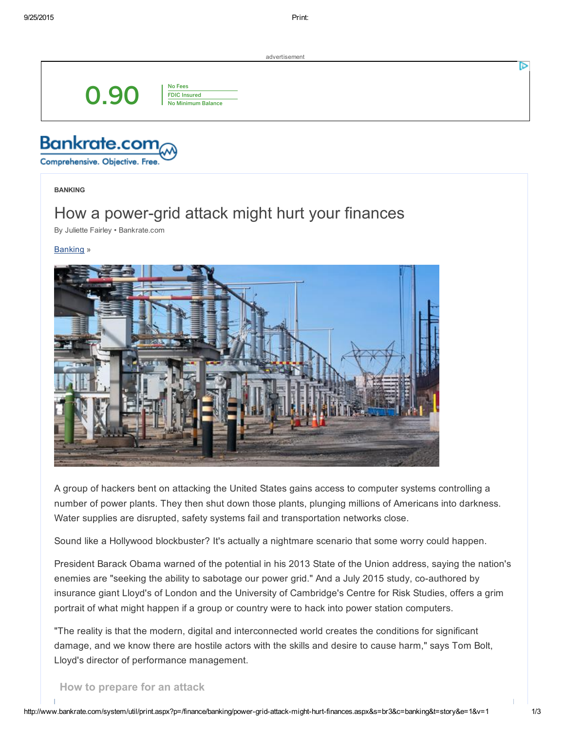BANKING

# How a power-grid attack might hurt your finances

By Juliette Fairley • Bankrate.com

Banking »

A group of hackers bent on attacking the United States gains access to computer systems controlling a number of power plants. They then shut down those plants, plunging millions of Americans into darkness. Water supplies are disrupted, safety systems fail and transportation networks close.

Sound like a Hollywood blockbuster? It's actually a nightmare scenario that some worry could happen.

President Barack Obama warned of the potential in his 2013 State of the Union address, saying the nation's enemies are "seeking the ability to sabotage our power grid." And a July 2015 study, co-authored by insurance giant Lloyd's of London and the University of Cambridge's Centre for Risk Studies, offers a grim portrait of what might happen if a group or country were to hack into power station computers.

"The reality is that the modern, digital and interconnected world creates the conditions for significant damage, and we know there are hostile actors with the skills and desire to cause harm," says Tom Bolt, Lloyd's director of performance management.

## How to prepare for an attack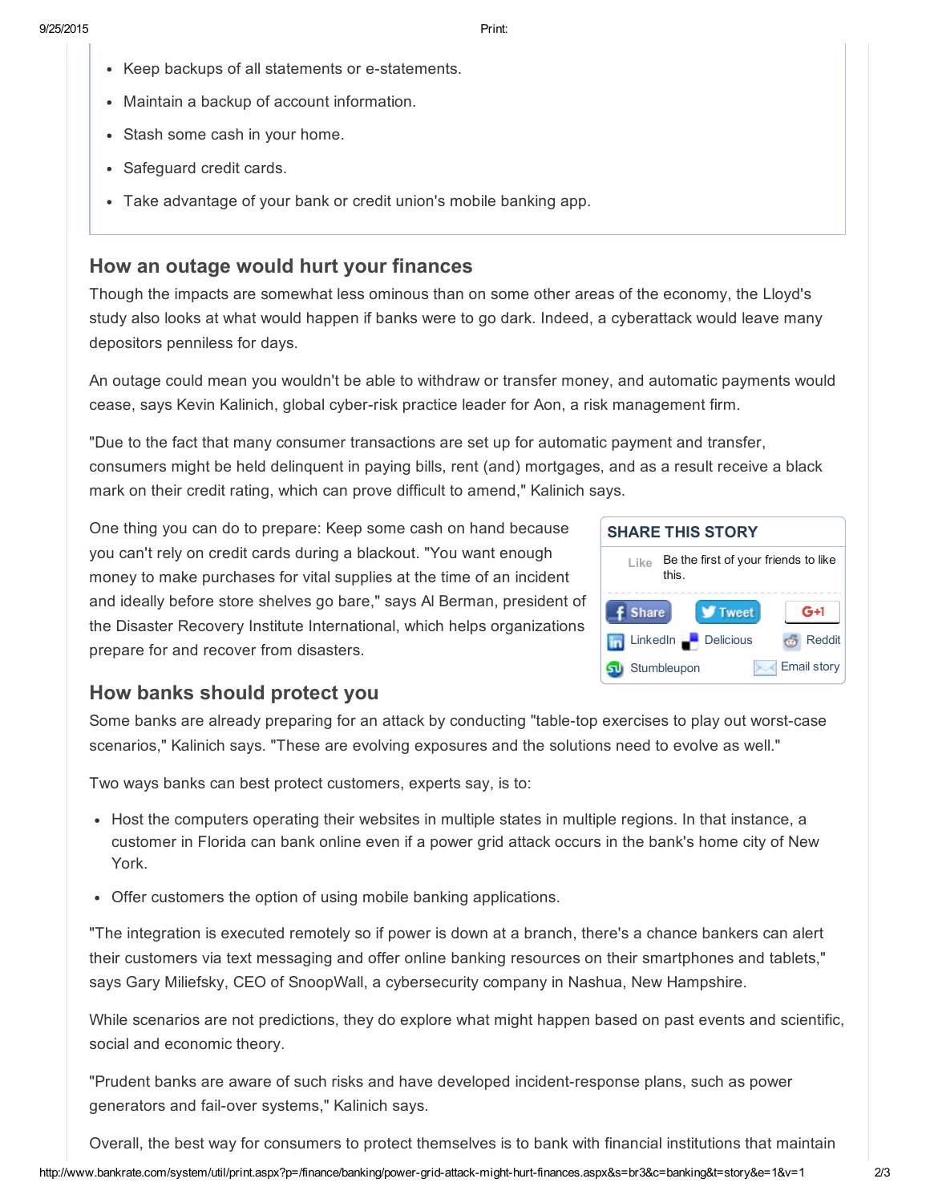- Keep backups of all statements or e-statements.
- Maintain a backup of account information.
- Stash some cash in your home.
- Safeguard credit cards.
- Take advantage of your bank or credit union's mobile banking app.

## How an outage would hurt your finances

Though the impacts are somewhat less ominous than on some other areas of the economy, the Lloyd's study also looks at what would happen if banks were to go dark. Indeed, a cyberattack would leave many depositors penniless for days.

An outage could mean you wouldn't be able to withdraw or transfer money, and automatic payments would cease, says Kevin Kalinich, global cyber-risk practice leader for Aon, a risk management firm.

"Due to the fact that many consumer transactions are set up for automatic payment and transfer, consumers might be held delinquent in paying bills, rent (and) mortgages, and as a result receive a black mark on their credit rating, which can prove difficult to amend," Kalinich says.

One thing you can do to prepare: Keep some cash on hand because you can't rely on credit cards during a blackout. "You want enough money to make purchases for vital supplies at the time of an incident and ideally before store shelves go bare," says Al Berman, president of the Disaster Recovery Institute International, which helps organizations prepare for and recover from disasters.

## How banks should protect you

Some banks are already preparing for an attack by conducting "table-top exercises to play out worst-case scenarios," Kalinich says. "These are evolving exposures and the solutions need to evolve as well."

Two ways banks can best protect customers, experts say, is to:

- Host the computers operating their websites in multiple states in multiple regions. In that instance, a customer in Florida can bank online even if a power grid attack occurs in the bank's home city of New York.
- Offer customers the option of using mobile banking applications.

"The integration is executed remotely so if power is down at a branch, there's a chance bankers can alert their customers via text messaging and offer online banking resources on their smartphones and tablets," says Gary Miliefsky, CEO of SnoopWall, a cybersecurity company in Nashua, New Hampshire.

While scenarios are not predictions, they do explore what might happen based on past events and scientific, social and economic theory.

"Prudent banks are aware of such risks and have developed incident-response plans, such as power generators and fail-over systems," Kalinich says.

Overall, the best way for consumers to protect themselves is to bank with financial institutions that maintain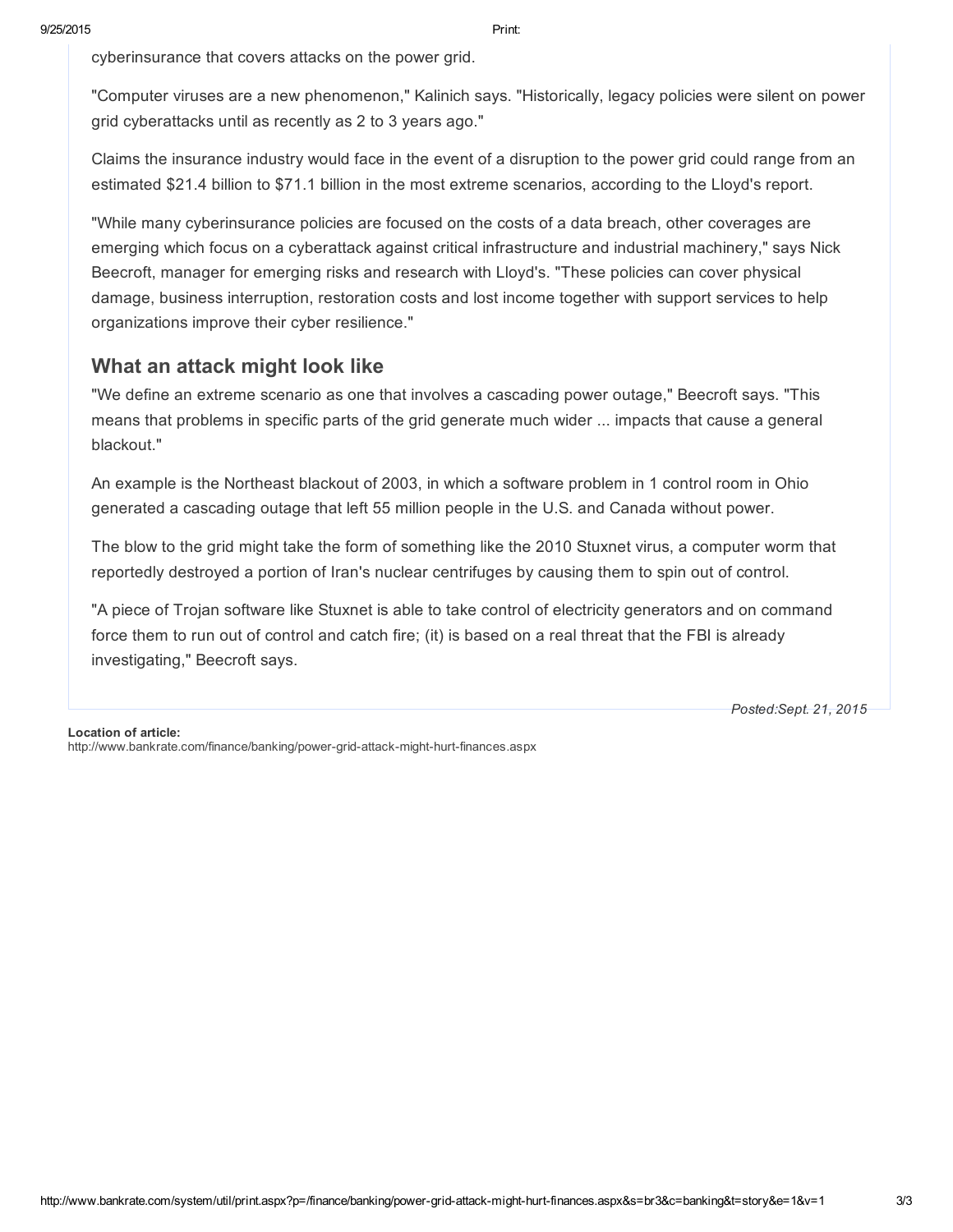cyberinsurance that covers attacks on the power grid.

"Computer viruses are a new phenomenon," Kalinich says. "Historically, legacy policies were silent on power grid cyberattacks until as recently as 2 to 3 years ago."

Claims the insurance industry would face in the event of a disruption to the power grid could range from an estimated $21.4 billion to $71.1 billion in the most extreme scenarios, according to the Lloyd's report.

"While many cyberinsurance policies are focused on the costs of a data breach, other coverages are emerging which focus on a cyberattack against critical infrastructure and industrial machinery," says Nick Beecroft, manager for emerging risks and research with Lloyd's. "These policies can cover physical damage, business interruption, restoration costs and lost income together with support services to help organizations improve their cyber resilience."

## What an attack might look like

"We define an extreme scenario as one that involves a cascading power outage," Beecroft says. "This means that problems in specific parts of the grid generate much wider ... impacts that cause a general blackout."

An example is the Northeast blackout of 2003, in which a software problem in 1 control room in Ohio generated a cascading outage that left 55 million people in the U.S. and Canada without power.

The blow to the grid might take the form of something like the 2010 Stuxnet virus, a computer worm that reportedly destroyed a portion of Iran's nuclear centrifuges by causing them to spin out of control.

"A piece of Trojan software like Stuxnet is able to take control of electricity generators and on command force them to run out of control and catch fire; (it) is based on a real threat that the FBI is already investigating," Beecroft says.

*Posted:Sept. 21, 2015*

**Location of article:**
http://www.bankrate.com/finance/banking/power-grid-attack-might-hurt-finances.aspx